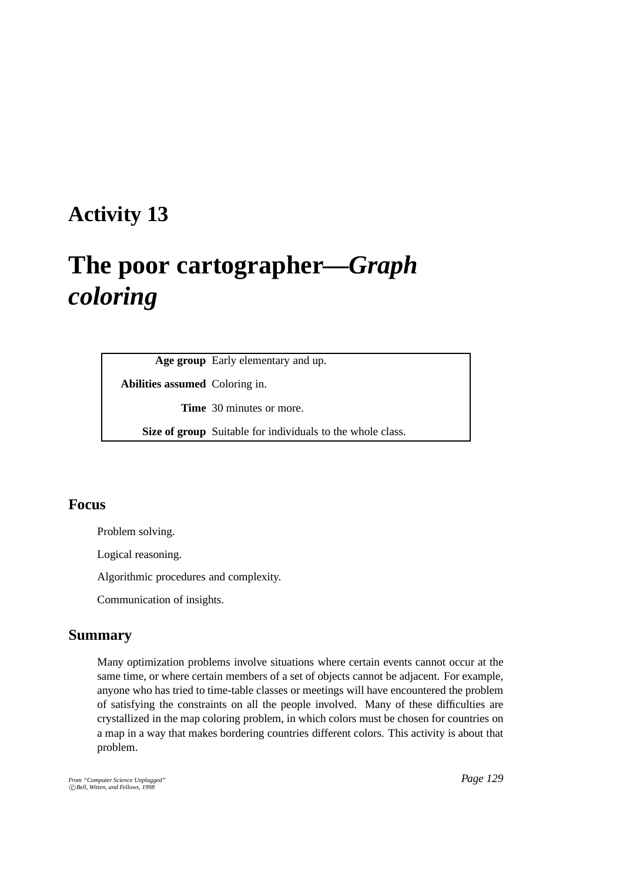# Activity 13

# The poor cartographer—*Graph coloring*

| | |
|---|---|
| **Age group** | Early elementary and up. |
| **Abilities assumed** | Coloring in. |
| **Time** | 30 minutes or more. |
| **Size of group** | Suitable for individuals to the whole class. |

## Focus

Problem solving.

Logical reasoning.

Algorithmic procedures and complexity.

Communication of insights.

## Summary

Many optimization problems involve situations where certain events cannot occur at the same time, or where certain members of a set of objects cannot be adjacent. For example, anyone who has tried to time-table classes or meetings will have encountered the problem of satisfying the constraints on all the people involved. Many of these difficulties are crystallized in the map coloring problem, in which colors must be chosen for countries on a map in a way that makes bordering countries different colors. This activity is about that problem.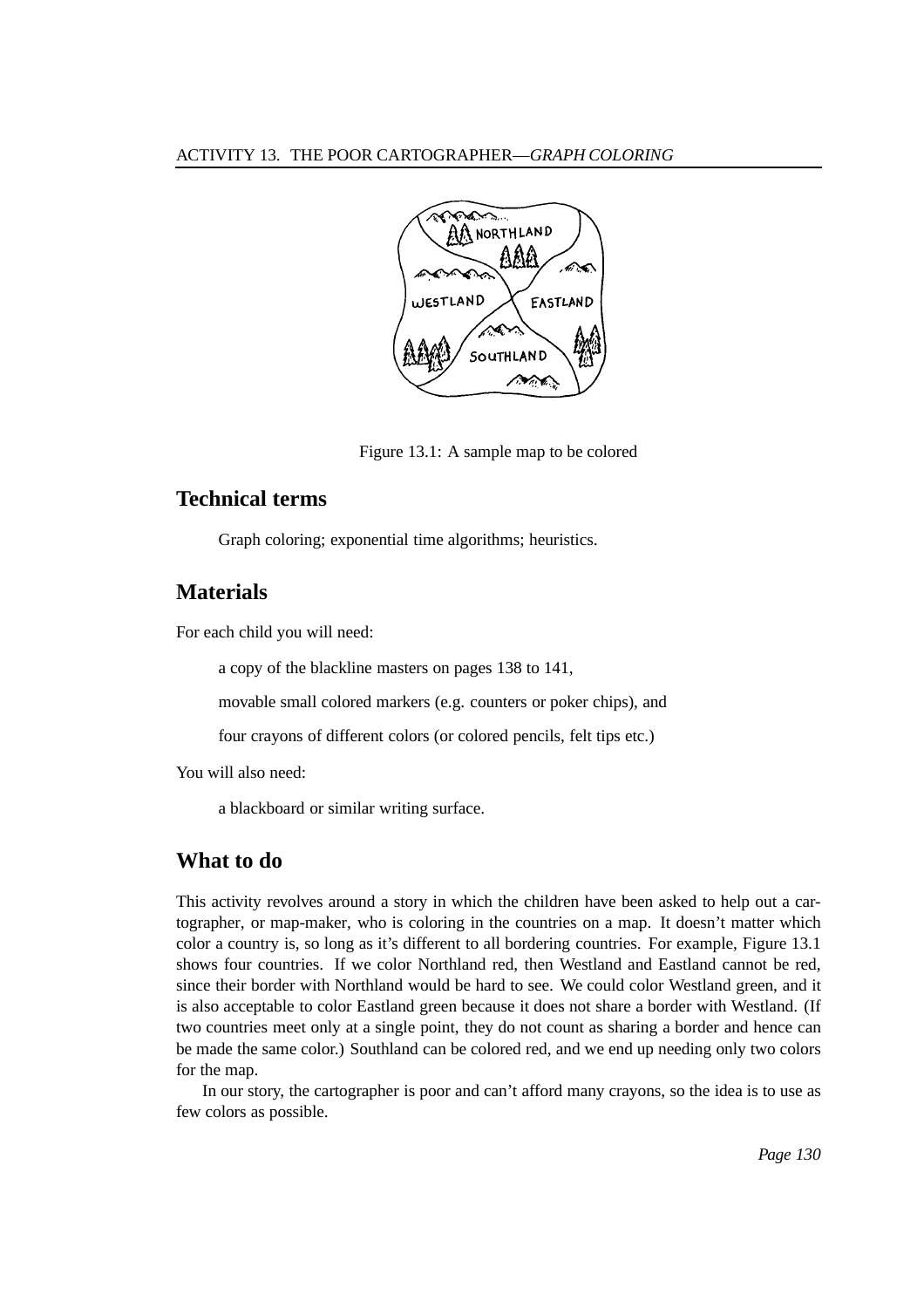Figure 13.1: A sample map to be colored

## Technical terms

Graph coloring; exponential time algorithms; heuristics.

## Materials

For each child you will need:

a copy of the blackline masters on pages 138 to 141,

movable small colored markers (e.g. counters or poker chips), and

four crayons of different colors (or colored pencils, felt tips etc.)

You will also need:

a blackboard or similar writing surface.

## What to do

This activity revolves around a story in which the children have been asked to help out a cartographer, or map-maker, who is coloring in the countries on a map. It doesn't matter which color a country is, so long as it's different to all bordering countries. For example, Figure 13.1 shows four countries. If we color Northland red, then Westland and Eastland cannot be red, since their border with Northland would be hard to see. We could color Westland green, and it is also acceptable to color Eastland green because it does not share a border with Westland. (If two countries meet only at a single point, they do not count as sharing a border and hence can be made the same color.) Southland can be colored red, and we end up needing only two colors for the map.

In our story, the cartographer is poor and can't afford many crayons, so the idea is to use as few colors as possible.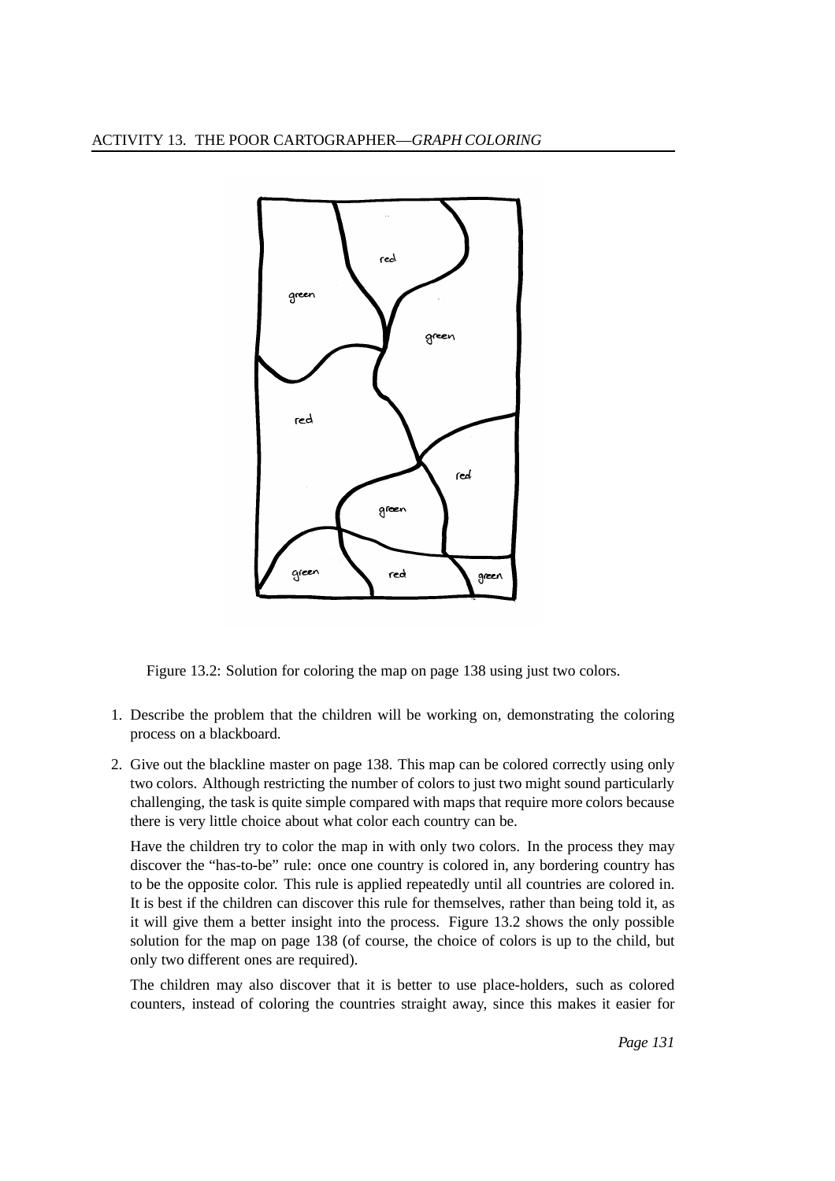Figure 13.2: Solution for coloring the map on page 138 using just two colors.

1. Describe the problem that the children will be working on, demonstrating the coloring process on a blackboard.

2. Give out the blackline master on page 138. This map can be colored correctly using only two colors. Although restricting the number of colors to just two might sound particularly challenging, the task is quite simple compared with maps that require more colors because there is very little choice about what color each country can be.

   Have the children try to color the map in with only two colors. In the process they may discover the "has-to-be" rule: once one country is colored in, any bordering country has to be the opposite color. This rule is applied repeatedly until all countries are colored in. It is best if the children can discover this rule for themselves, rather than being told it, as it will give them a better insight into the process. Figure 13.2 shows the only possible solution for the map on page 138 (of course, the choice of colors is up to the child, but only two different ones are required).

   The children may also discover that it is better to use place-holders, such as colored counters, instead of coloring the countries straight away, since this makes it easier for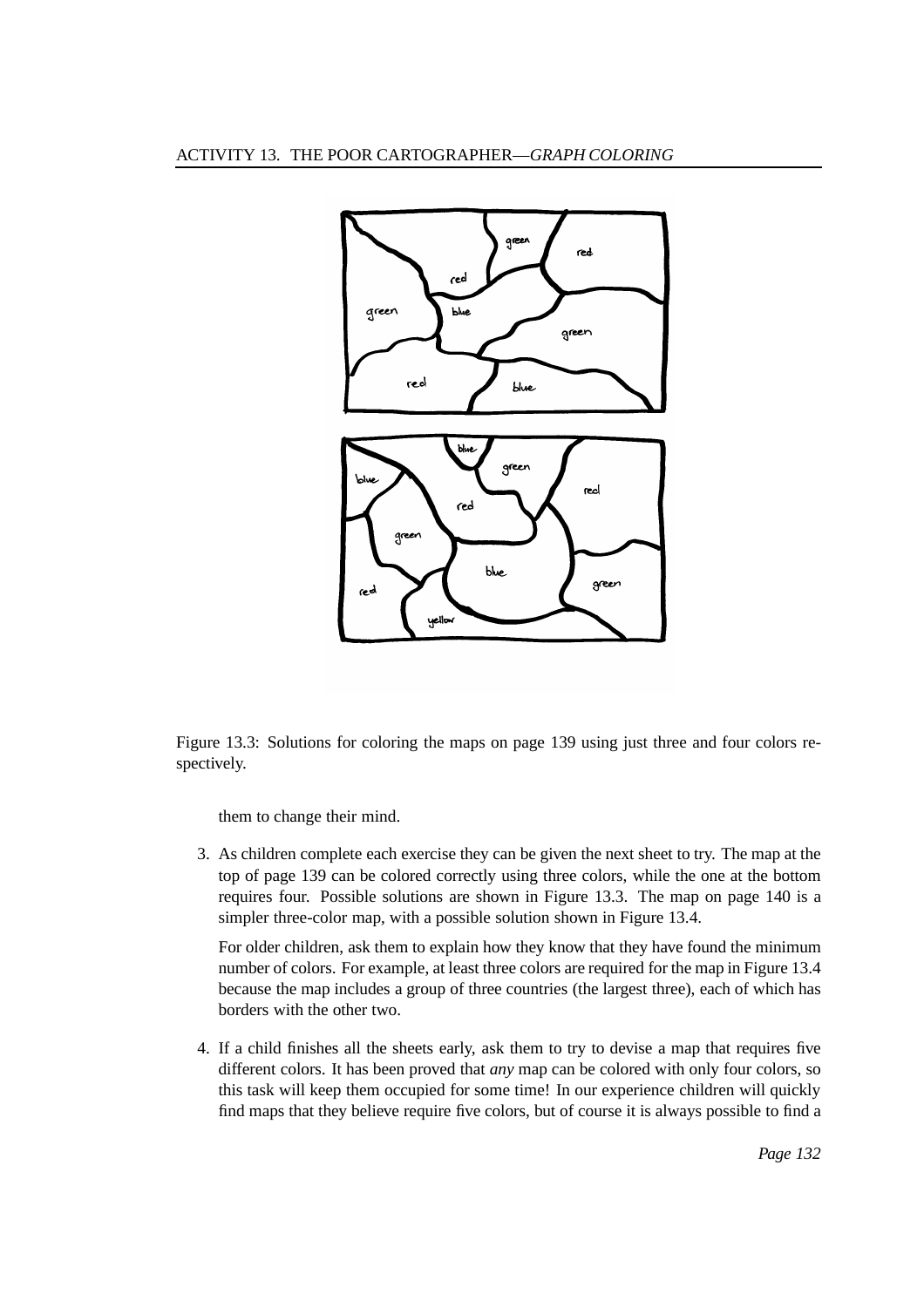Figure 13.3: Solutions for coloring the maps on page 139 using just three and four colors respectively.

them to change their mind.

3. As children complete each exercise they can be given the next sheet to try. The map at the top of page 139 can be colored correctly using three colors, while the one at the bottom requires four. Possible solutions are shown in Figure 13.3. The map on page 140 is a simpler three-color map, with a possible solution shown in Figure 13.4.

   For older children, ask them to explain how they know that they have found the minimum number of colors. For example, at least three colors are required for the map in Figure 13.4 because the map includes a group of three countries (the largest three), each of which has borders with the other two.

4. If a child finishes all the sheets early, ask them to try to devise a map that requires five different colors. It has been proved that *any* map can be colored with only four colors, so this task will keep them occupied for some time! In our experience children will quickly find maps that they believe require five colors, but of course it is always possible to find a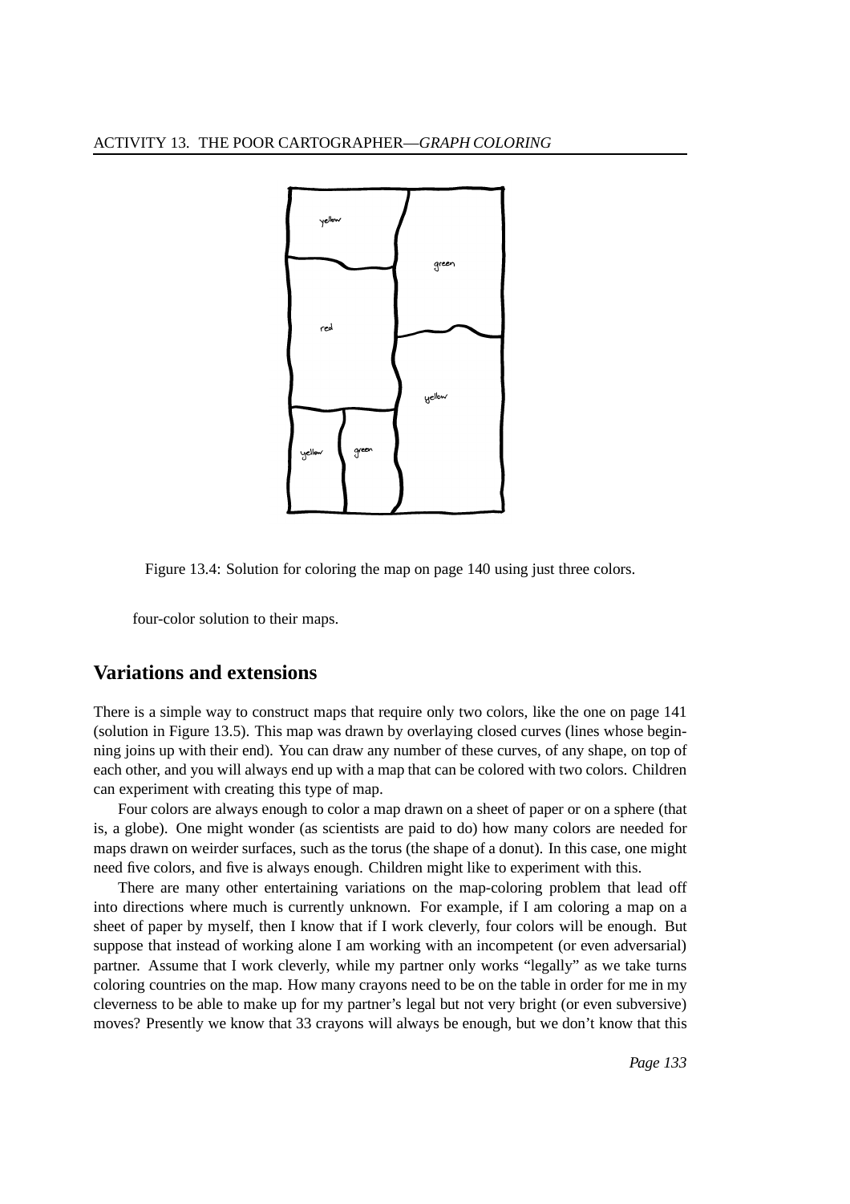Figure 13.4: Solution for coloring the map on page 140 using just three colors.

four-color solution to their maps.

## Variations and extensions

There is a simple way to construct maps that require only two colors, like the one on page 141 (solution in Figure 13.5). This map was drawn by overlaying closed curves (lines whose beginning joins up with their end). You can draw any number of these curves, of any shape, on top of each other, and you will always end up with a map that can be colored with two colors. Children can experiment with creating this type of map.

Four colors are always enough to color a map drawn on a sheet of paper or on a sphere (that is, a globe). One might wonder (as scientists are paid to do) how many colors are needed for maps drawn on weirder surfaces, such as the torus (the shape of a donut). In this case, one might need five colors, and five is always enough. Children might like to experiment with this.

There are many other entertaining variations on the map-coloring problem that lead off into directions where much is currently unknown. For example, if I am coloring a map on a sheet of paper by myself, then I know that if I work cleverly, four colors will be enough. But suppose that instead of working alone I am working with an incompetent (or even adversarial) partner. Assume that I work cleverly, while my partner only works "legally" as we take turns coloring countries on the map. How many crayons need to be on the table in order for me in my cleverness to be able to make up for my partner's legal but not very bright (or even subversive) moves? Presently we know that 33 crayons will always be enough, but we don't know that this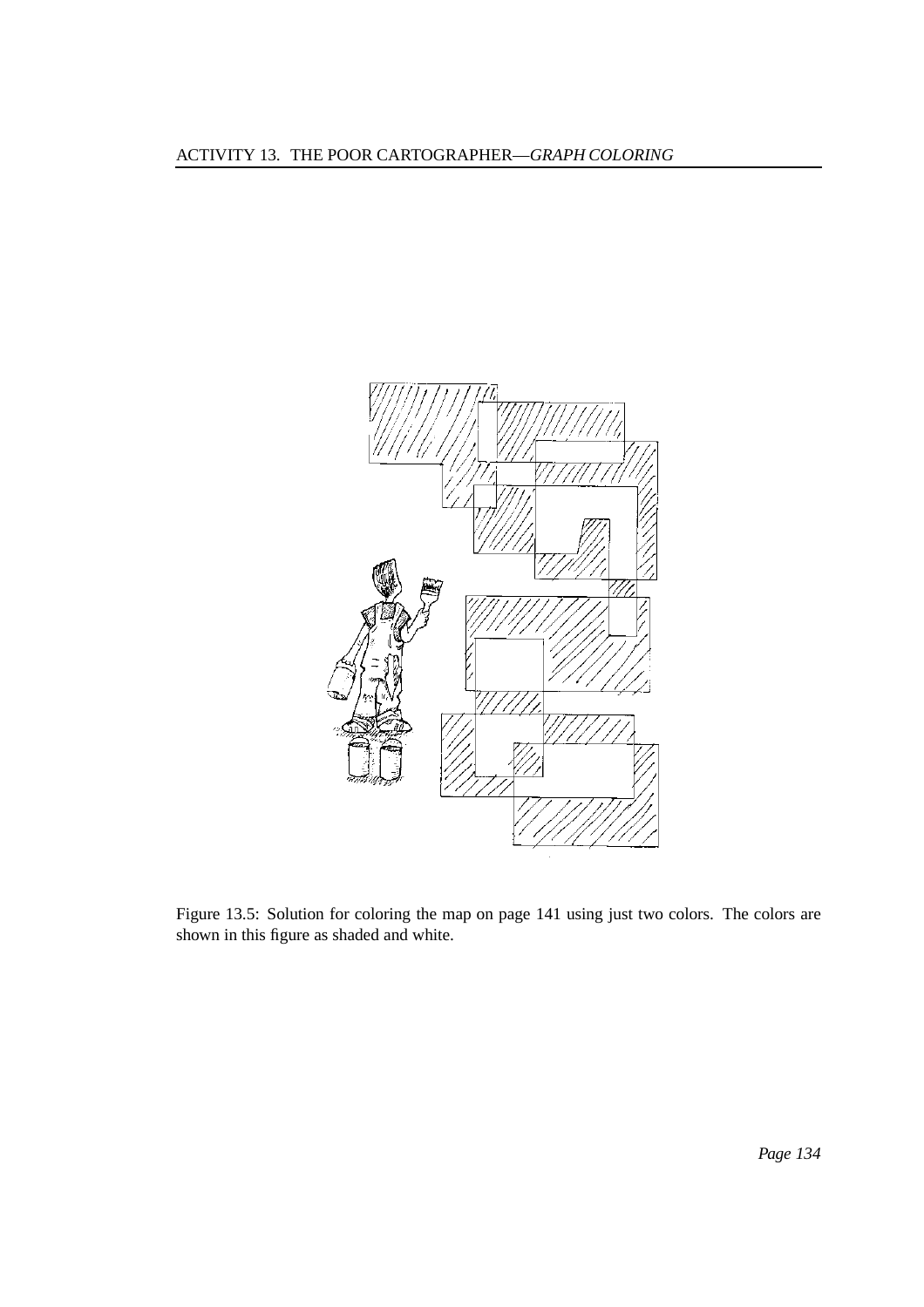Figure 13.5: Solution for coloring the map on page 141 using just two colors. The colors are shown in this figure as shaded and white.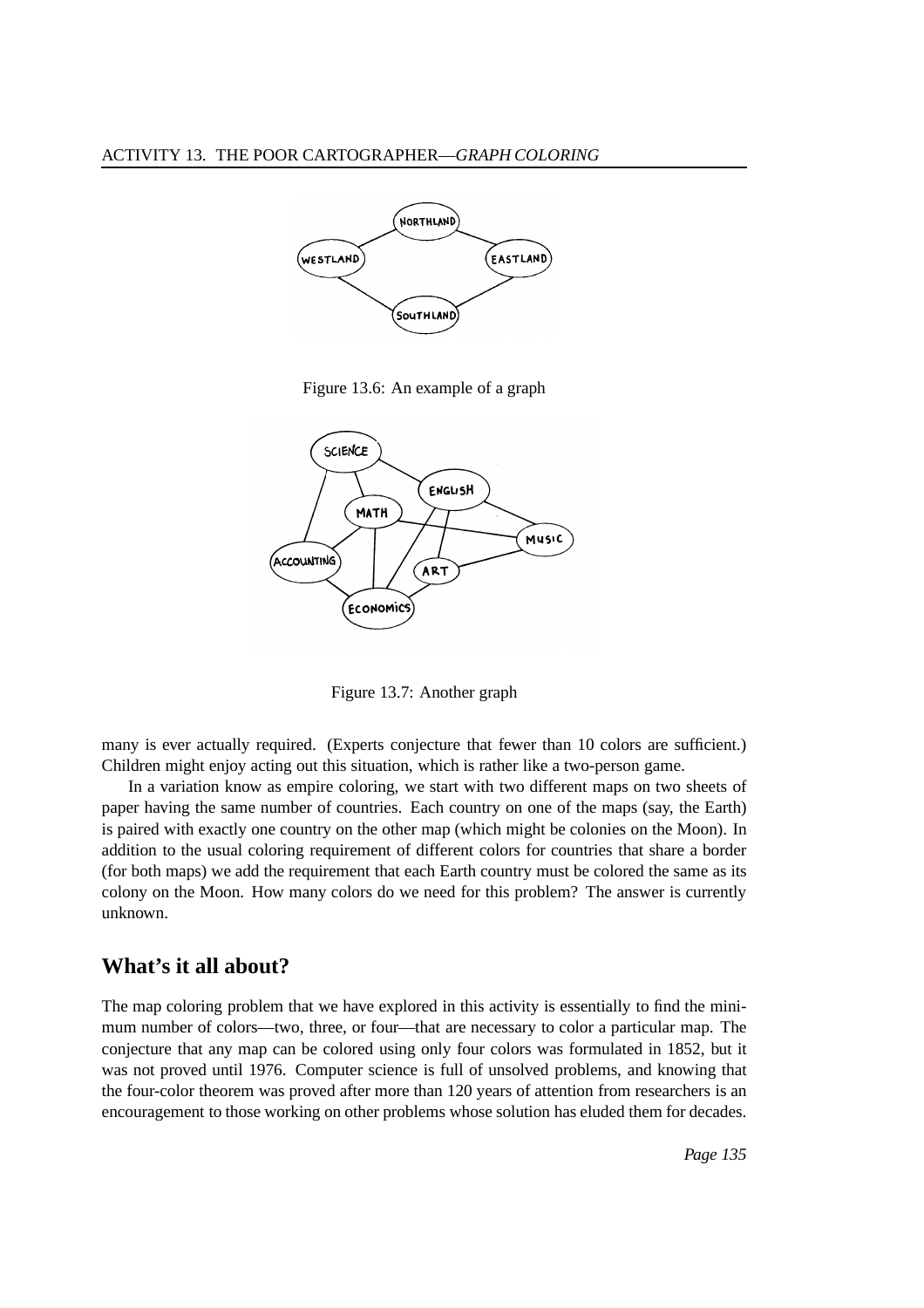Figure 13.6: An example of a graph

Figure 13.7: Another graph

many is ever actually required. (Experts conjecture that fewer than 10 colors are sufficient.) Children might enjoy acting out this situation, which is rather like a two-person game.

In a variation know as empire coloring, we start with two different maps on two sheets of paper having the same number of countries. Each country on one of the maps (say, the Earth) is paired with exactly one country on the other map (which might be colonies on the Moon). In addition to the usual coloring requirement of different colors for countries that share a border (for both maps) we add the requirement that each Earth country must be colored the same as its colony on the Moon. How many colors do we need for this problem? The answer is currently unknown.

## What's it all about?

The map coloring problem that we have explored in this activity is essentially to find the minimum number of colors—two, three, or four—that are necessary to color a particular map. The conjecture that any map can be colored using only four colors was formulated in 1852, but it was not proved until 1976. Computer science is full of unsolved problems, and knowing that the four-color theorem was proved after more than 120 years of attention from researchers is an encouragement to those working on other problems whose solution has eluded them for decades.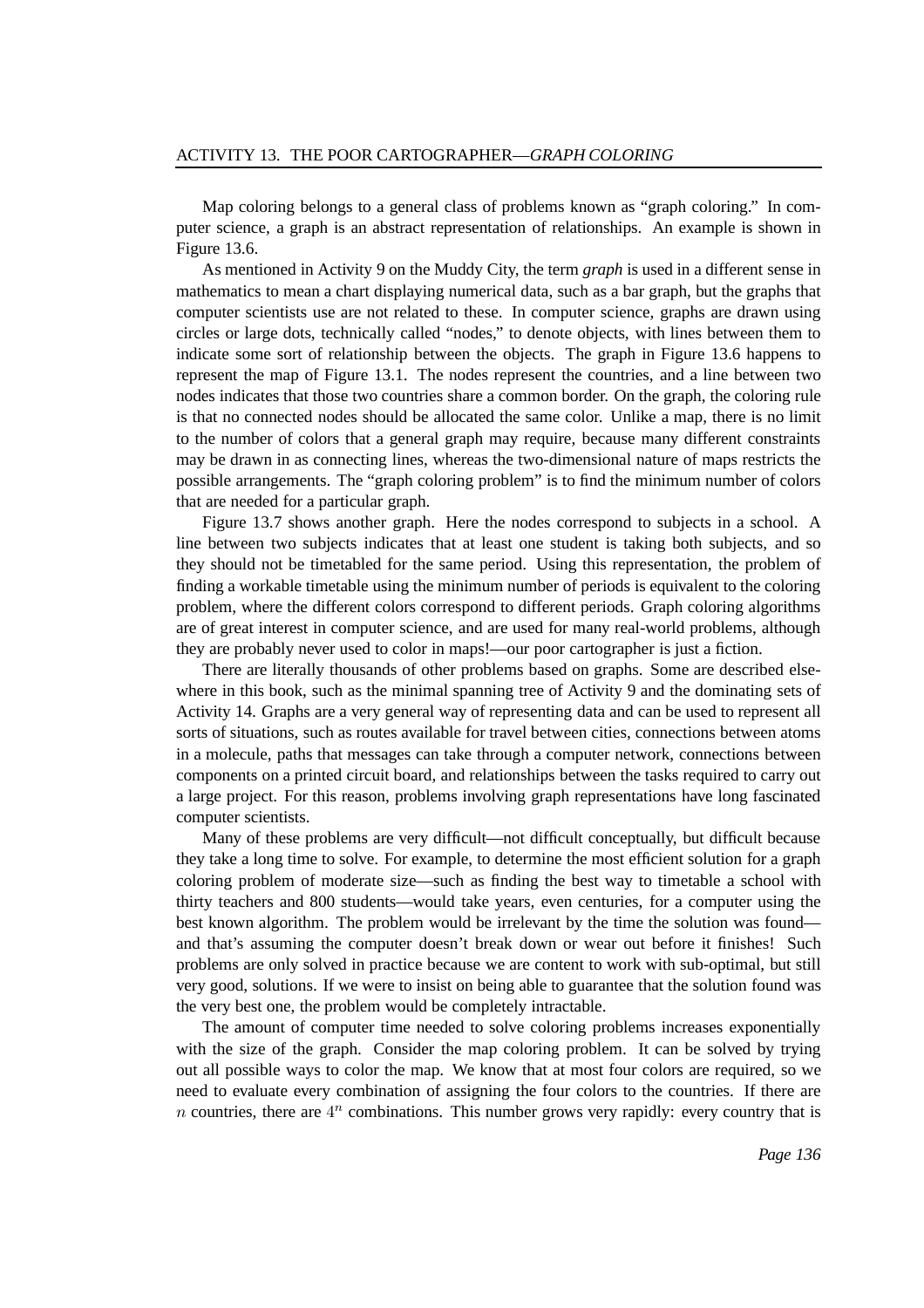Map coloring belongs to a general class of problems known as "graph coloring." In computer science, a graph is an abstract representation of relationships. An example is shown in Figure 13.6.

As mentioned in Activity 9 on the Muddy City, the term *graph* is used in a different sense in mathematics to mean a chart displaying numerical data, such as a bar graph, but the graphs that computer scientists use are not related to these. In computer science, graphs are drawn using circles or large dots, technically called "nodes," to denote objects, with lines between them to indicate some sort of relationship between the objects. The graph in Figure 13.6 happens to represent the map of Figure 13.1. The nodes represent the countries, and a line between two nodes indicates that those two countries share a common border. On the graph, the coloring rule is that no connected nodes should be allocated the same color. Unlike a map, there is no limit to the number of colors that a general graph may require, because many different constraints may be drawn in as connecting lines, whereas the two-dimensional nature of maps restricts the possible arrangements. The "graph coloring problem" is to find the minimum number of colors that are needed for a particular graph.

Figure 13.7 shows another graph. Here the nodes correspond to subjects in a school. A line between two subjects indicates that at least one student is taking both subjects, and so they should not be timetabled for the same period. Using this representation, the problem of finding a workable timetable using the minimum number of periods is equivalent to the coloring problem, where the different colors correspond to different periods. Graph coloring algorithms are of great interest in computer science, and are used for many real-world problems, although they are probably never used to color in maps!—our poor cartographer is just a fiction.

There are literally thousands of other problems based on graphs. Some are described elsewhere in this book, such as the minimal spanning tree of Activity 9 and the dominating sets of Activity 14. Graphs are a very general way of representing data and can be used to represent all sorts of situations, such as routes available for travel between cities, connections between atoms in a molecule, paths that messages can take through a computer network, connections between components on a printed circuit board, and relationships between the tasks required to carry out a large project. For this reason, problems involving graph representations have long fascinated computer scientists.

Many of these problems are very difficult—not difficult conceptually, but difficult because they take a long time to solve. For example, to determine the most efficient solution for a graph coloring problem of moderate size—such as finding the best way to timetable a school with thirty teachers and 800 students—would take years, even centuries, for a computer using the best known algorithm. The problem would be irrelevant by the time the solution was found—and that's assuming the computer doesn't break down or wear out before it finishes! Such problems are only solved in practice because we are content to work with sub-optimal, but still very good, solutions. If we were to insist on being able to guarantee that the solution found was the very best one, the problem would be completely intractable.

The amount of computer time needed to solve coloring problems increases exponentially with the size of the graph. Consider the map coloring problem. It can be solved by trying out all possible ways to color the map. We know that at most four colors are required, so we need to evaluate every combination of assigning the four colors to the countries. If there are $n$ countries, there are $4^n$ combinations. This number grows very rapidly: every country that is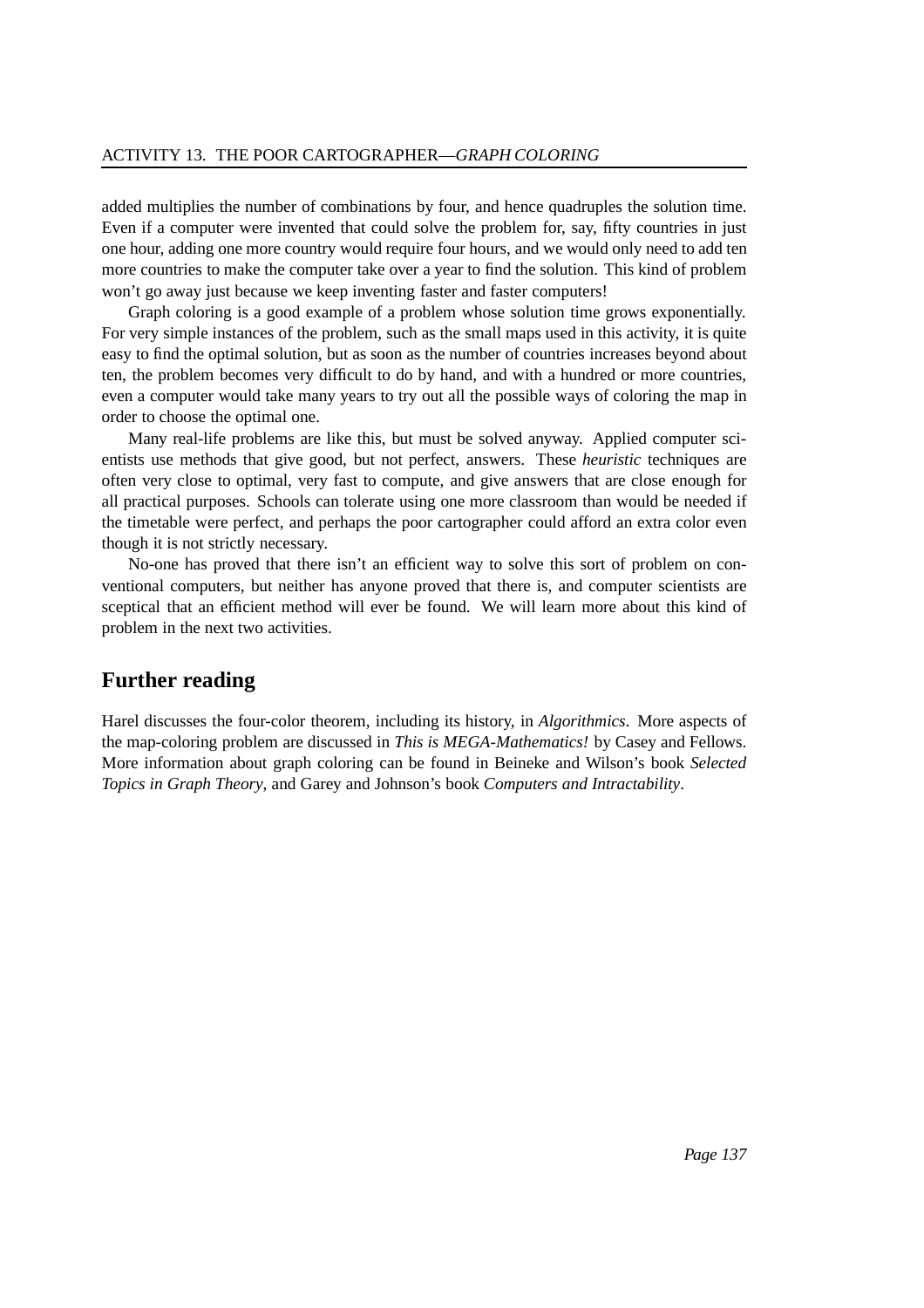added multiplies the number of combinations by four, and hence quadruples the solution time. Even if a computer were invented that could solve the problem for, say, fifty countries in just one hour, adding one more country would require four hours, and we would only need to add ten more countries to make the computer take over a year to find the solution. This kind of problem won't go away just because we keep inventing faster and faster computers!

Graph coloring is a good example of a problem whose solution time grows exponentially. For very simple instances of the problem, such as the small maps used in this activity, it is quite easy to find the optimal solution, but as soon as the number of countries increases beyond about ten, the problem becomes very difficult to do by hand, and with a hundred or more countries, even a computer would take many years to try out all the possible ways of coloring the map in order to choose the optimal one.

Many real-life problems are like this, but must be solved anyway. Applied computer scientists use methods that give good, but not perfect, answers. These *heuristic* techniques are often very close to optimal, very fast to compute, and give answers that are close enough for all practical purposes. Schools can tolerate using one more classroom than would be needed if the timetable were perfect, and perhaps the poor cartographer could afford an extra color even though it is not strictly necessary.

No-one has proved that there isn't an efficient way to solve this sort of problem on conventional computers, but neither has anyone proved that there is, and computer scientists are sceptical that an efficient method will ever be found. We will learn more about this kind of problem in the next two activities.

## Further reading

Harel discusses the four-color theorem, including its history, in *Algorithmics*. More aspects of the map-coloring problem are discussed in *This is MEGA-Mathematics!* by Casey and Fellows. More information about graph coloring can be found in Beineke and Wilson's book *Selected Topics in Graph Theory*, and Garey and Johnson's book *Computers and Intractability*.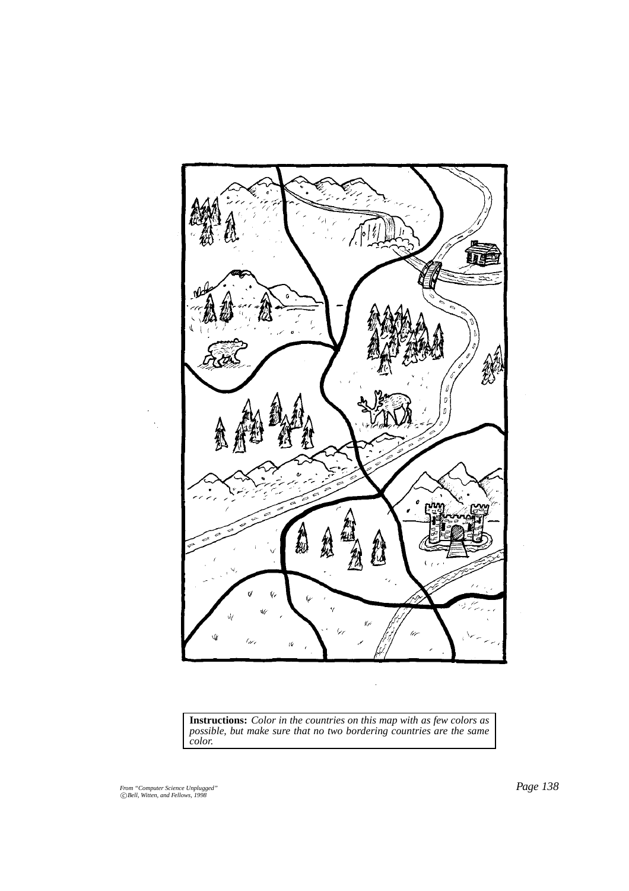**Instructions:** *Color in the countries on this map with as few colors as possible, but make sure that no two bordering countries are the same color.*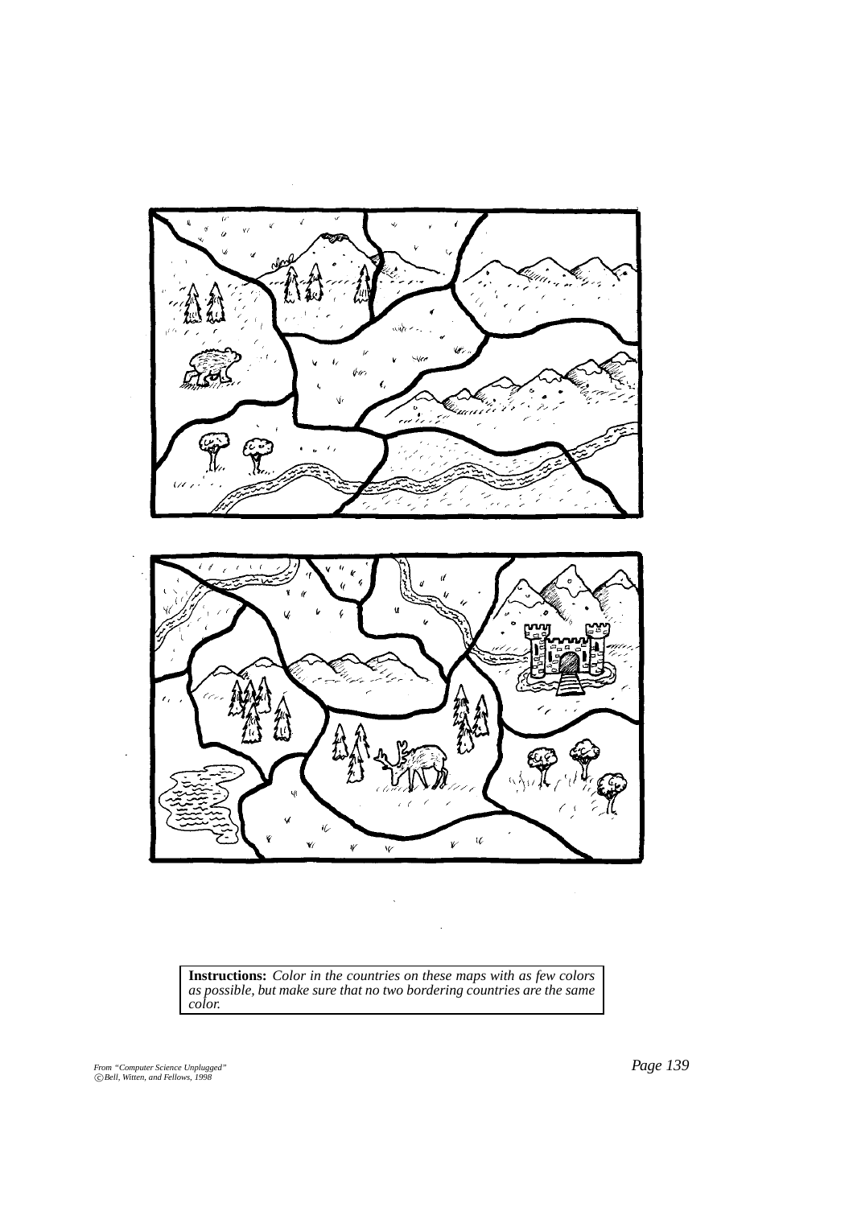**Instructions:** *Color in the countries on these maps with as few colors as possible, but make sure that no two bordering countries are the same color.*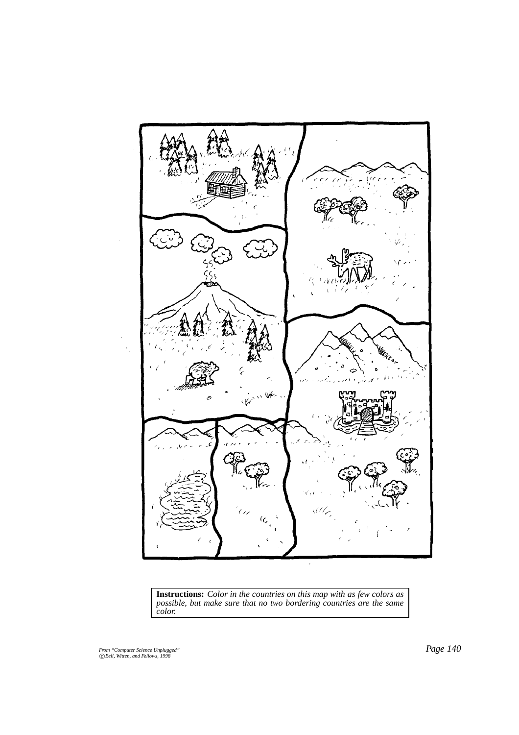**Instructions:** *Color in the countries on this map with as few colors as possible, but make sure that no two bordering countries are the same color.*

*From "Computer Science Unplugged"*
*©Bell, Witten, and Fellows, 1998*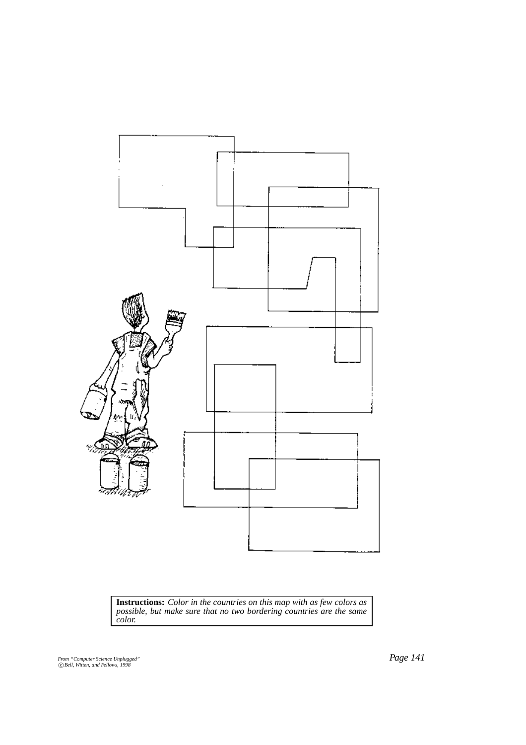**Instructions:** *Color in the countries on this map with as few colors as possible, but make sure that no two bordering countries are the same color.*

*From "Computer Science Unplugged"*
*©Bell, Witten, and Fellows, 1998*